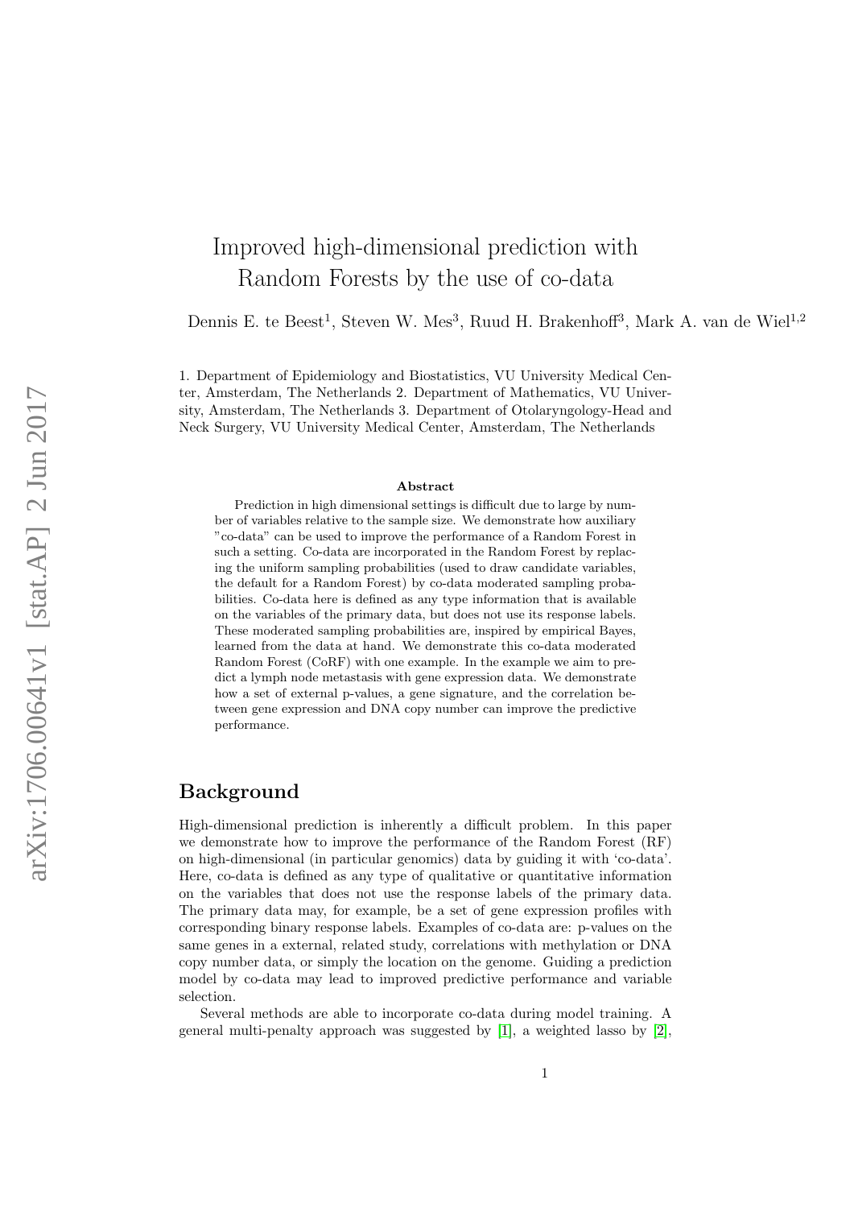# Improved high-dimensional prediction with Random Forests by the use of co-data

Dennis E. te Beest[1], Steven W. Mes[3], Ruud H. Brakenhoff[3], Mark A. van de Wiel[1,2]

1. Department of Epidemiology and Biostatistics, VU University Medical Center, Amsterdam, The Netherlands 2. Department of Mathematics, VU University, Amsterdam, The Netherlands 3. Department of Otolaryngology-Head and Neck Surgery, VU University Medical Center, Amsterdam, The Netherlands

**Abstract**

Prediction in high dimensional settings is difficult due to large by number of variables relative to the sample size. We demonstrate how auxiliary "co-data" can be used to improve the performance of a Random Forest in such a setting. Co-data are incorporated in the Random Forest by replacing the uniform sampling probabilities (used to draw candidate variables, the default for a Random Forest) by co-data moderated sampling probabilities. Co-data here is defined as any type information that is available on the variables of the primary data, but does not use its response labels. These moderated sampling probabilities are, inspired by empirical Bayes, learned from the data at hand. We demonstrate this co-data moderated Random Forest (CoRF) with one example. In the example we aim to predict a lymph node metastasis with gene expression data. We demonstrate how a set of external p-values, a gene signature, and the correlation between gene expression and DNA copy number can improve the predictive performance.

## Background

High-dimensional prediction is inherently a difficult problem. In this paper we demonstrate how to improve the performance of the Random Forest (RF) on high-dimensional (in particular genomics) data by guiding it with 'co-data'. Here, co-data is defined as any type of qualitative or quantitative information on the variables that does not use the response labels of the primary data. The primary data may, for example, be a set of gene expression profiles with corresponding binary response labels. Examples of co-data are: p-values on the same genes in a external, related study, correlations with methylation or DNA copy number data, or simply the location on the genome. Guiding a prediction model by co-data may lead to improved predictive performance and variable selection.

Several methods are able to incorporate co-data during model training. A general multi-penalty approach was suggested by [1], a weighted lasso by [2],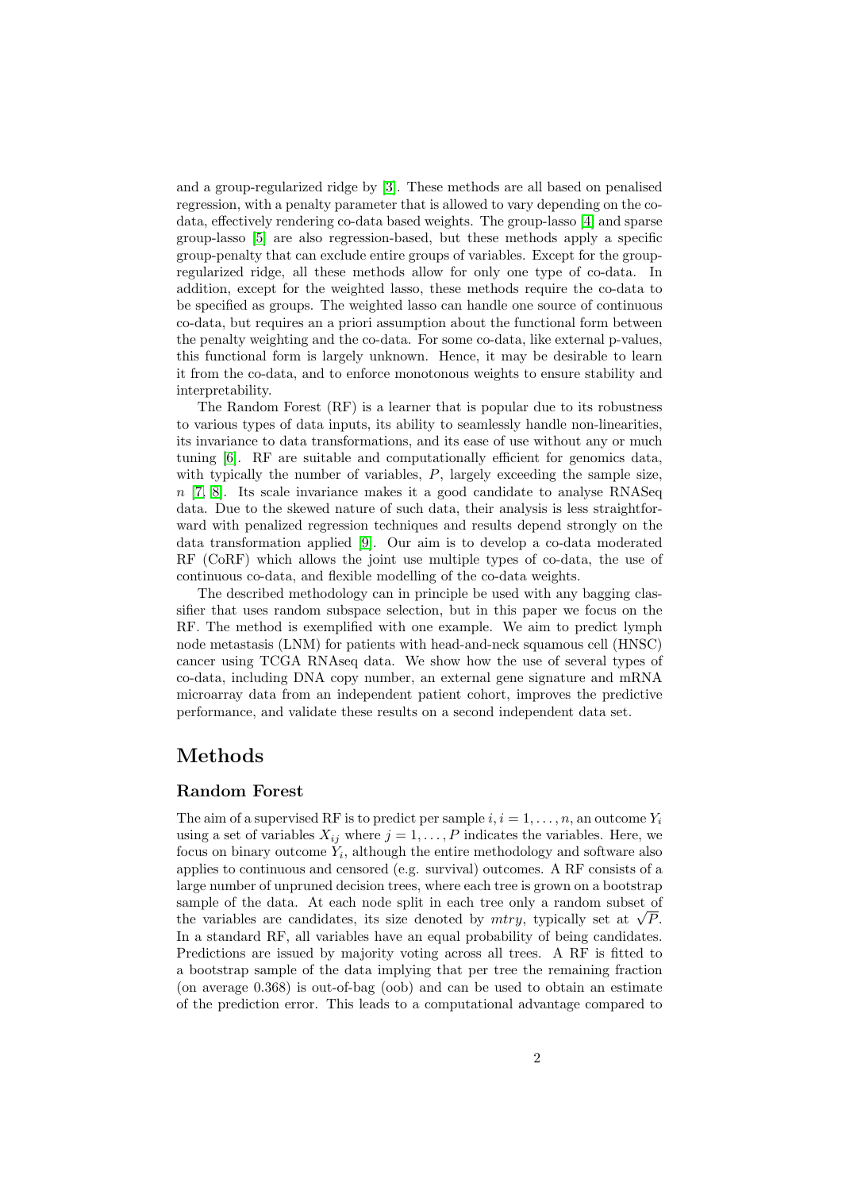and a group-regularized ridge by [3]. These methods are all based on penalised regression, with a penalty parameter that is allowed to vary depending on the co-data, effectively rendering co-data based weights. The group-lasso [4] and sparse group-lasso [5] are also regression-based, but these methods apply a specific group-penalty that can exclude entire groups of variables. Except for the group-regularized ridge, all these methods allow for only one type of co-data. In addition, except for the weighted lasso, these methods require the co-data to be specified as groups. The weighted lasso can handle one source of continuous co-data, but requires an a priori assumption about the functional form between the penalty weighting and the co-data. For some co-data, like external p-values, this functional form is largely unknown. Hence, it may be desirable to learn it from the co-data, and to enforce monotonous weights to ensure stability and interpretability.

The Random Forest (RF) is a learner that is popular due to its robustness to various types of data inputs, its ability to seamlessly handle non-linearities, its invariance to data transformations, and its ease of use without any or much tuning [6]. RF are suitable and computationally efficient for genomics data, with typically the number of variables, $P$, largely exceeding the sample size, $n$ [7, 8]. Its scale invariance makes it a good candidate to analyse RNASeq data. Due to the skewed nature of such data, their analysis is less straightforward with penalized regression techniques and results depend strongly on the data transformation applied [9]. Our aim is to develop a co-data moderated RF (CoRF) which allows the joint use multiple types of co-data, the use of continuous co-data, and flexible modelling of the co-data weights.

The described methodology can in principle be used with any bagging classifier that uses random subspace selection, but in this paper we focus on the RF. The method is exemplified with one example. We aim to predict lymph node metastasis (LNM) for patients with head-and-neck squamous cell (HNSC) cancer using TCGA RNAseq data. We show how the use of several types of co-data, including DNA copy number, an external gene signature and mRNA microarray data from an independent patient cohort, improves the predictive performance, and validate these results on a second independent data set.

# Methods

## Random Forest

The aim of a supervised RF is to predict per sample $i, i = 1, \ldots, n$, an outcome $Y_i$ using a set of variables $X_{ij}$ where $j = 1, \ldots, P$ indicates the variables. Here, we focus on binary outcome $Y_i$, although the entire methodology and software also applies to continuous and censored (e.g. survival) outcomes. A RF consists of a large number of unpruned decision trees, where each tree is grown on a bootstrap sample of the data. At each node split in each tree only a random subset of the variables are candidates, its size denoted by $mtry$, typically set at $\sqrt{P}$. In a standard RF, all variables have an equal probability of being candidates. Predictions are issued by majority voting across all trees. A RF is fitted to a bootstrap sample of the data implying that per tree the remaining fraction (on average 0.368) is out-of-bag (oob) and can be used to obtain an estimate of the prediction error. This leads to a computational advantage compared to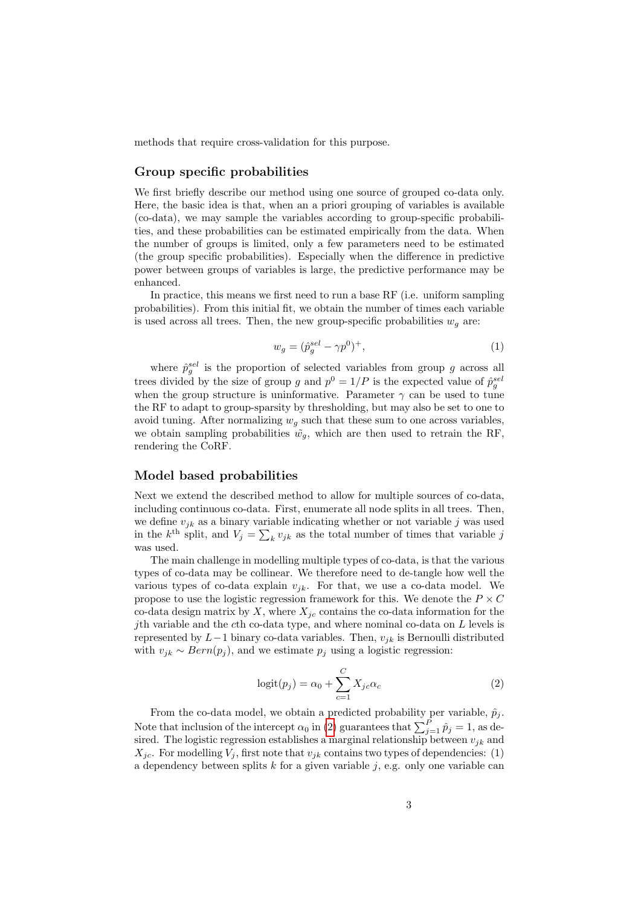methods that require cross-validation for this purpose.

### Group specific probabilities

We first briefly describe our method using one source of grouped co-data only. Here, the basic idea is that, when an a priori grouping of variables is available (co-data), we may sample the variables according to group-specific probabilities, and these probabilities can be estimated empirically from the data. When the number of groups is limited, only a few parameters need to be estimated (the group specific probabilities). Especially when the difference in predictive power between groups of variables is large, the predictive performance may be enhanced.

In practice, this means we first need to run a base RF (i.e. uniform sampling probabilities). From this initial fit, we obtain the number of times each variable is used across all trees. Then, the new group-specific probabilities $w_g$ are:

$$w_g = (\hat{p}_g^{sel} - \gamma p^0)^+, \tag{1}$$

where $\hat{p}_g^{sel}$ is the proportion of selected variables from group $g$ across all trees divided by the size of group $g$ and $p^0 = 1/P$ is the expected value of $\hat{p}_g^{sel}$ when the group structure is uninformative. Parameter $\gamma$ can be used to tune the RF to adapt to group-sparsity by thresholding, but may also be set to one to avoid tuning. After normalizing $w_g$ such that these sum to one across variables, we obtain sampling probabilities $\tilde{w_g}$, which are then used to retrain the RF, rendering the CoRF.

### Model based probabilities

Next we extend the described method to allow for multiple sources of co-data, including continuous co-data. First, enumerate all node splits in all trees. Then, we define $v_{jk}$ as a binary variable indicating whether or not variable $j$ was used in the $k^{\text{th}}$ split, and $V_j = \sum_k v_{jk}$ as the total number of times that variable $j$ was used.

The main challenge in modelling multiple types of co-data, is that the various types of co-data may be collinear. We therefore need to de-tangle how well the various types of co-data explain $v_{jk}$. For that, we use a co-data model. We propose to use the logistic regression framework for this. We denote the $P \times C$ co-data design matrix by $X$, where $X_{jc}$ contains the co-data information for the $j$th variable and the $c$th co-data type, and where nominal co-data on $L$ levels is represented by $L-1$ binary co-data variables. Then, $v_{jk}$ is Bernoulli distributed with $v_{jk} \sim Bern(p_j)$, and we estimate $p_j$ using a logistic regression:

$$\text{logit}(p_j) = \alpha_0 + \sum_{c=1}^{C} X_{jc}\alpha_c \tag{2}$$

From the co-data model, we obtain a predicted probability per variable, $\hat{p}_j$. Note that inclusion of the intercept $\alpha_0$ in (2) guarantees that $\sum_{j=1}^{P} \hat{p}_j = 1$, as desired. The logistic regression establishes a marginal relationship between $v_{jk}$ and $X_{jc}$. For modelling $V_j$, first note that $v_{jk}$ contains two types of dependencies: (1) a dependency between splits $k$ for a given variable $j$, e.g. only one variable can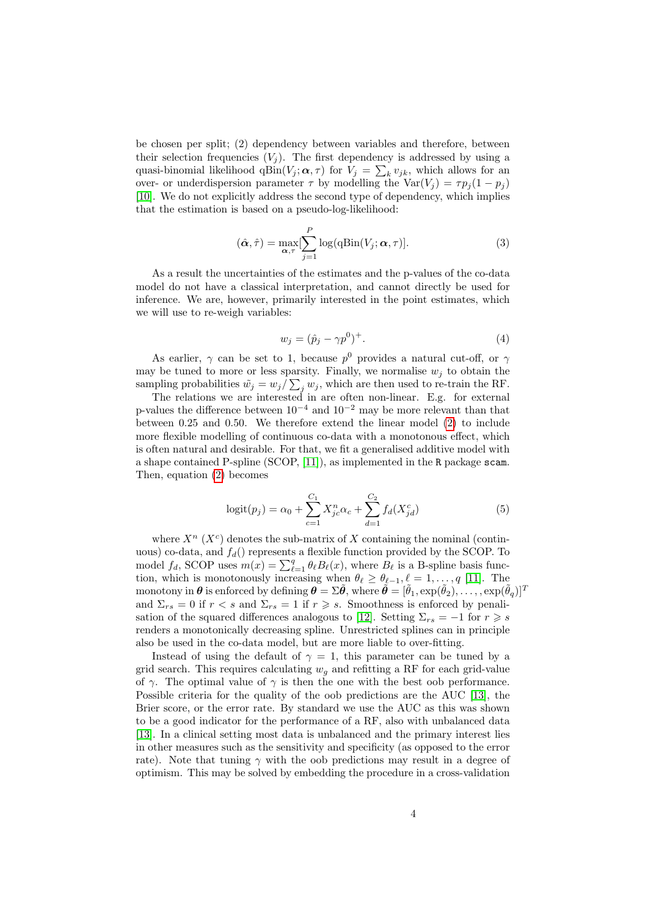be chosen per split; (2) dependency between variables and therefore, between their selection frequencies ($V_j$). The first dependency is addressed by using a quasi-binomial likelihood $\text{qBin}(V_j; \boldsymbol{\alpha}, \tau)$ for $V_j = \sum_k v_{jk}$, which allows for an over- or underdispersion parameter $\tau$ by modelling the $\text{Var}(V_j) = \tau p_j(1-p_j)$ [10]. We do not explicitly address the second type of dependency, which implies that the estimation is based on a pseudo-log-likelihood:

$$(\hat{\boldsymbol{\alpha}}, \hat{\tau}) = \max_{\boldsymbol{\alpha},\tau} [\sum_{j=1}^{P} \log(\text{qBin}(V_j; \boldsymbol{\alpha}, \tau)]. \tag{3}$$

As a result the uncertainties of the estimates and the p-values of the co-data model do not have a classical interpretation, and cannot directly be used for inference. We are, however, primarily interested in the point estimates, which we will use to re-weigh variables:

$$w_j = (\hat{p}_j - \gamma p^0)^+. \tag{4}$$

As earlier, $\gamma$ can be set to 1, because $p^0$ provides a natural cut-off, or $\gamma$ may be tuned to more or less sparsity. Finally, we normalise $w_j$ to obtain the sampling probabilities $\tilde{w}_j = w_j / \sum_j w_j$, which are then used to re-train the RF.

The relations we are interested in are often non-linear. E.g. for external p-values the difference between $10^{-4}$ and $10^{-2}$ may be more relevant than that between 0.25 and 0.50. We therefore extend the linear model (2) to include more flexible modelling of continuous co-data with a monotonous effect, which is often natural and desirable. For that, we fit a generalised additive model with a shape contained P-spline (SCOP, [11]), as implemented in the R package scam. Then, equation (2) becomes

$$\text{logit}(p_j) = \alpha_0 + \sum_{c=1}^{C_1} X^n_{jc}\alpha_c + \sum_{d=1}^{C_2} f_d(X^c_{jd}) \tag{5}$$

where $X^n$ ($X^c$) denotes the sub-matrix of $X$ containing the nominal (continuous) co-data, and $f_d()$ represents a flexible function provided by the SCOP. To model $f_d$, SCOP uses $m(x) = \sum_{\ell=1}^{q} \theta_\ell B_\ell(x)$, where $B_\ell$ is a B-spline basis function, which is monotonously increasing when $\theta_\ell \geq \theta_{\ell-1}, \ell = 1, \ldots, q$ [11]. The monotony in $\boldsymbol{\theta}$ is enforced by defining $\boldsymbol{\theta} = \Sigma\tilde{\boldsymbol{\theta}}$, where $\tilde{\boldsymbol{\theta}} = [\tilde{\theta}_1, \exp(\tilde{\theta}_2), \ldots, \exp(\tilde{\theta}_q)]^T$ and $\Sigma_{rs} = 0$ if $r < s$ and $\Sigma_{rs} = 1$ if $r \geqslant s$. Smoothness is enforced by penalisation of the squared differences analogous to [12]. Setting $\Sigma_{rs} = -1$ for $r \geqslant s$ renders a monotonically decreasing spline. Unrestricted splines can in principle also be used in the co-data model, but are more liable to over-fitting.

Instead of using the default of $\gamma = 1$, this parameter can be tuned by a grid search. This requires calculating $w_g$ and refitting a RF for each grid-value of $\gamma$. The optimal value of $\gamma$ is then the one with the best oob performance. Possible criteria for the quality of the oob predictions are the AUC [13], the Brier score, or the error rate. By standard we use the AUC as this was shown to be a good indicator for the performance of a RF, also with unbalanced data [13]. In a clinical setting most data is unbalanced and the primary interest lies in other measures such as the sensitivity and specificity (as opposed to the error rate). Note that tuning $\gamma$ with the oob predictions may result in a degree of optimism. This may be solved by embedding the procedure in a cross-validation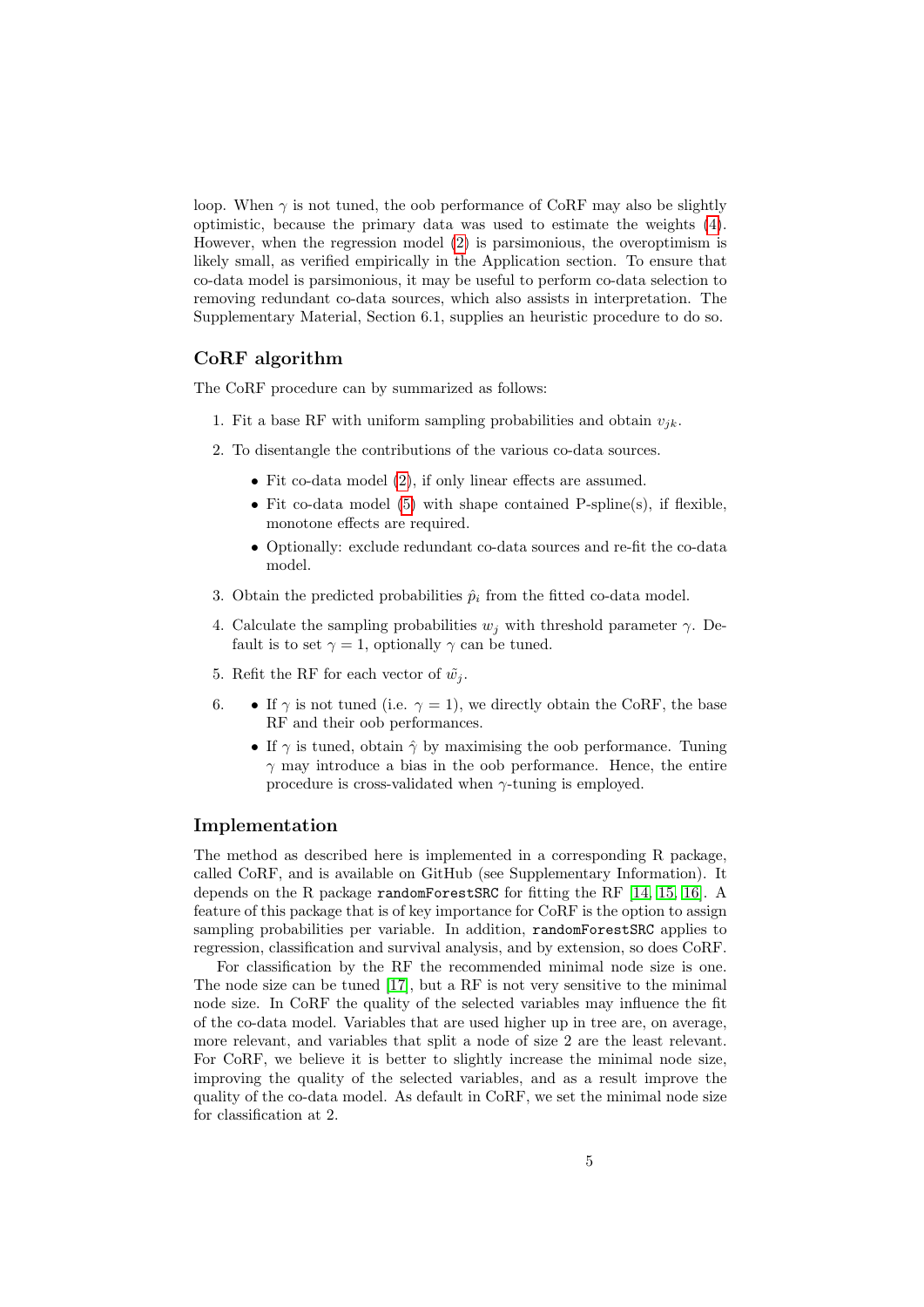loop. When $\gamma$ is not tuned, the oob performance of CoRF may also be slightly optimistic, because the primary data was used to estimate the weights (4). However, when the regression model (2) is parsimonious, the overoptimism is likely small, as verified empirically in the Application section. To ensure that co-data model is parsimonious, it may be useful to perform co-data selection to removing redundant co-data sources, which also assists in interpretation. The Supplementary Material, Section 6.1, supplies an heuristic procedure to do so.

## CoRF algorithm

The CoRF procedure can by summarized as follows:

1. Fit a base RF with uniform sampling probabilities and obtain $v_{jk}$.
2. To disentangle the contributions of the various co-data sources.
   - Fit co-data model (2), if only linear effects are assumed.
   - Fit co-data model (5) with shape contained P-spline(s), if flexible, monotone effects are required.
   - Optionally: exclude redundant co-data sources and re-fit the co-data model.
3. Obtain the predicted probabilities $\hat{p}_i$ from the fitted co-data model.
4. Calculate the sampling probabilities $w_j$ with threshold parameter $\gamma$. Default is to set $\gamma = 1$, optionally $\gamma$ can be tuned.
5. Refit the RF for each vector of $\tilde{w}_j$.
6. 
   - If $\gamma$ is not tuned (i.e. $\gamma = 1$), we directly obtain the CoRF, the base RF and their oob performances.
   - If $\gamma$ is tuned, obtain $\hat{\gamma}$ by maximising the oob performance. Tuning $\gamma$ may introduce a bias in the oob performance. Hence, the entire procedure is cross-validated when $\gamma$-tuning is employed.

## Implementation

The method as described here is implemented in a corresponding R package, called CoRF, and is available on GitHub (see Supplementary Information). It depends on the R package `randomForestSRC` for fitting the RF [14, 15, 16]. A feature of this package that is of key importance for CoRF is the option to assign sampling probabilities per variable. In addition, `randomForestSRC` applies to regression, classification and survival analysis, and by extension, so does CoRF.

For classification by the RF the recommended minimal node size is one. The node size can be tuned [17], but a RF is not very sensitive to the minimal node size. In CoRF the quality of the selected variables may influence the fit of the co-data model. Variables that are used higher up in tree are, on average, more relevant, and variables that split a node of size 2 are the least relevant. For CoRF, we believe it is better to slightly increase the minimal node size, improving the quality of the selected variables, and as a result improve the quality of the co-data model. As default in CoRF, we set the minimal node size for classification at 2.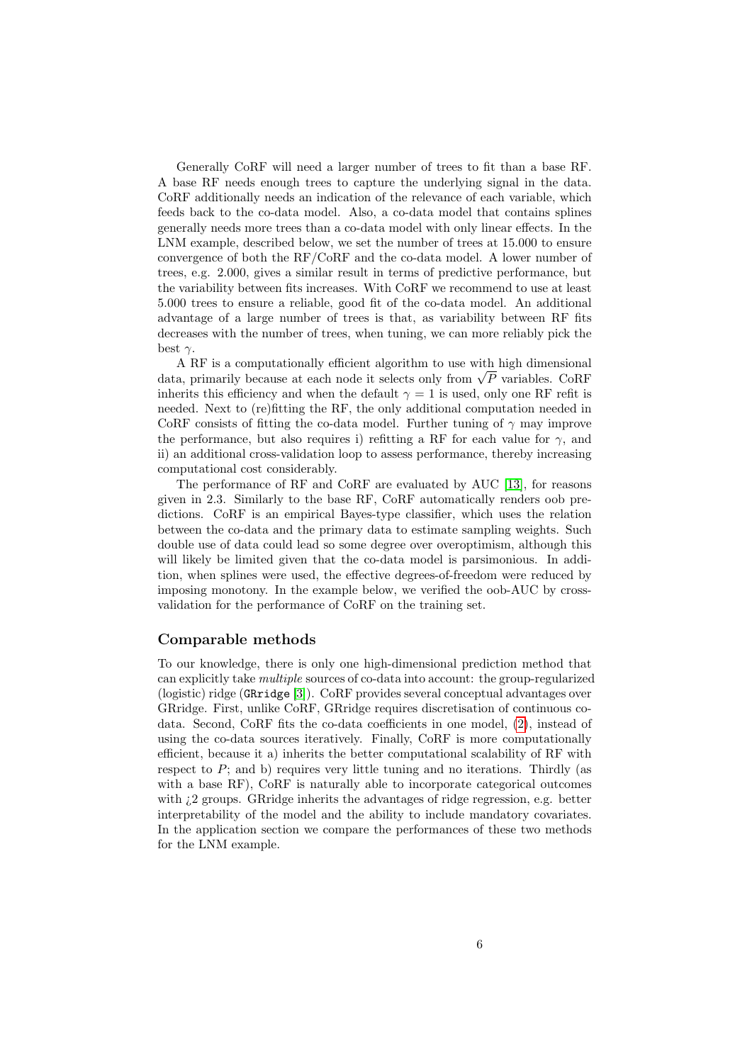Generally CoRF will need a larger number of trees to fit than a base RF. A base RF needs enough trees to capture the underlying signal in the data. CoRF additionally needs an indication of the relevance of each variable, which feeds back to the co-data model. Also, a co-data model that contains splines generally needs more trees than a co-data model with only linear effects. In the LNM example, described below, we set the number of trees at 15.000 to ensure convergence of both the RF/CoRF and the co-data model. A lower number of trees, e.g. 2.000, gives a similar result in terms of predictive performance, but the variability between fits increases. With CoRF we recommend to use at least 5.000 trees to ensure a reliable, good fit of the co-data model. An additional advantage of a large number of trees is that, as variability between RF fits decreases with the number of trees, when tuning, we can more reliably pick the best $\gamma$.

A RF is a computationally efficient algorithm to use with high dimensional data, primarily because at each node it selects only from $\sqrt{P}$ variables. CoRF inherits this efficiency and when the default $\gamma = 1$ is used, only one RF refit is needed. Next to (re)fitting the RF, the only additional computation needed in CoRF consists of fitting the co-data model. Further tuning of $\gamma$ may improve the performance, but also requires i) refitting a RF for each value for $\gamma$, and ii) an additional cross-validation loop to assess performance, thereby increasing computational cost considerably.

The performance of RF and CoRF are evaluated by AUC [13], for reasons given in 2.3. Similarly to the base RF, CoRF automatically renders oob predictions. CoRF is an empirical Bayes-type classifier, which uses the relation between the co-data and the primary data to estimate sampling weights. Such double use of data could lead so some degree over overoptimism, although this will likely be limited given that the co-data model is parsimonious. In addition, when splines were used, the effective degrees-of-freedom were reduced by imposing monotony. In the example below, we verified the oob-AUC by cross-validation for the performance of CoRF on the training set.

### Comparable methods

To our knowledge, there is only one high-dimensional prediction method that can explicitly take *multiple* sources of co-data into account: the group-regularized (logistic) ridge (`GRridge` [3]). CoRF provides several conceptual advantages over GRridge. First, unlike CoRF, GRridge requires discretisation of continuous co-data. Second, CoRF fits the co-data coefficients in one model, (2), instead of using the co-data sources iteratively. Finally, CoRF is more computationally efficient, because it a) inherits the better computational scalability of RF with respect to $P$; and b) requires very little tuning and no iterations. Thirdly (as with a base RF), CoRF is naturally able to incorporate categorical outcomes with ¿2 groups. GRridge inherits the advantages of ridge regression, e.g. better interpretability of the model and the ability to include mandatory covariates. In the application section we compare the performances of these two methods for the LNM example.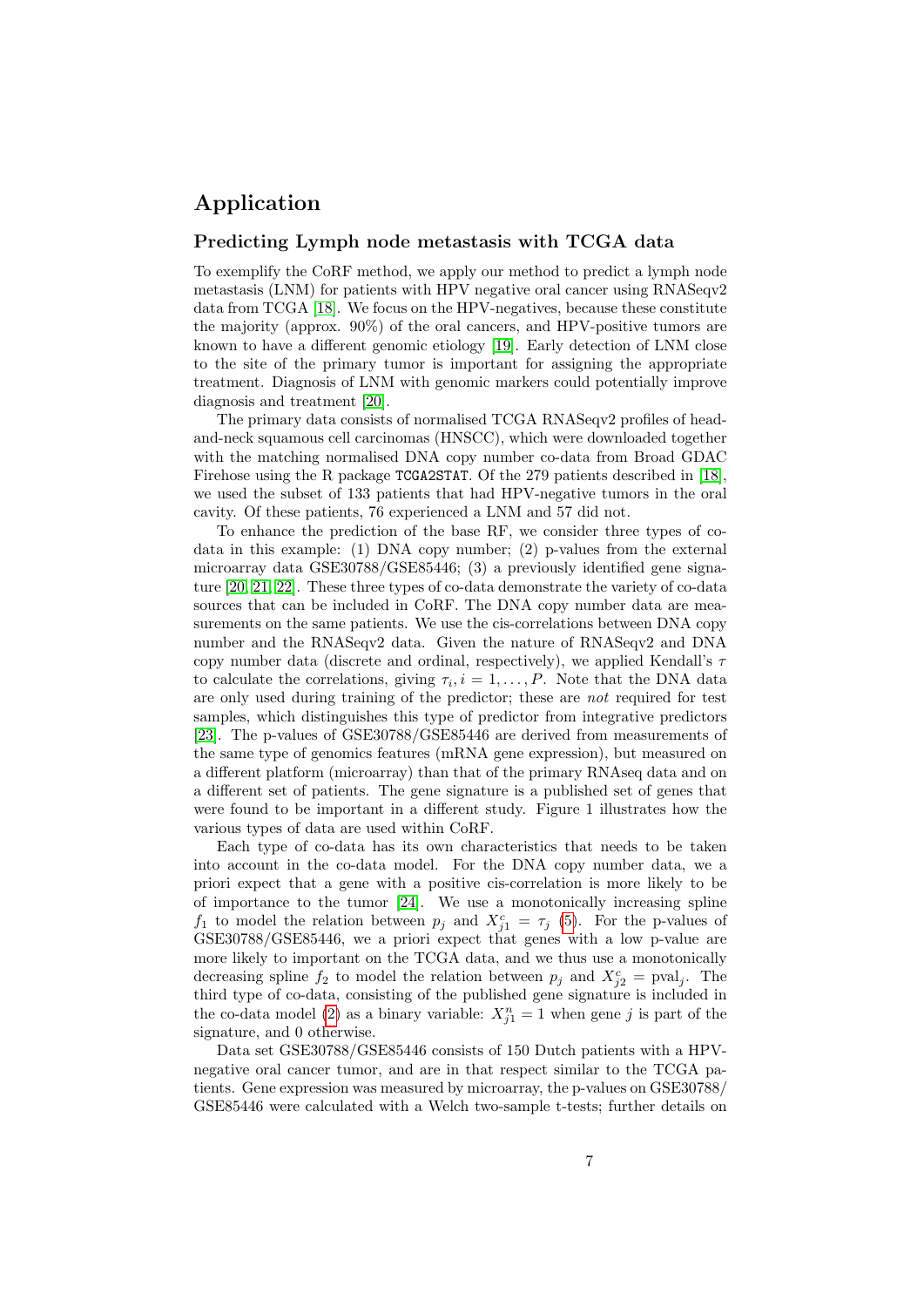## Application

### Predicting Lymph node metastasis with TCGA data

To exemplify the CoRF method, we apply our method to predict a lymph node metastasis (LNM) for patients with HPV negative oral cancer using RNASeqv2 data from TCGA [18]. We focus on the HPV-negatives, because these constitute the majority (approx. 90%) of the oral cancers, and HPV-positive tumors are known to have a different genomic etiology [19]. Early detection of LNM close to the site of the primary tumor is important for assigning the appropriate treatment. Diagnosis of LNM with genomic markers could potentially improve diagnosis and treatment [20].

The primary data consists of normalised TCGA RNASeqv2 profiles of head-and-neck squamous cell carcinomas (HNSCC), which were downloaded together with the matching normalised DNA copy number co-data from Broad GDAC Firehose using the R package `TCGA2STAT`. Of the 279 patients described in [18], we used the subset of 133 patients that had HPV-negative tumors in the oral cavity. Of these patients, 76 experienced a LNM and 57 did not.

To enhance the prediction of the base RF, we consider three types of co-data in this example: (1) DNA copy number; (2) p-values from the external microarray data GSE30788/GSE85446; (3) a previously identified gene signature [20, 21, 22]. These three types of co-data demonstrate the variety of co-data sources that can be included in CoRF. The DNA copy number data are measurements on the same patients. We use the cis-correlations between DNA copy number and the RNASeqv2 data. Given the nature of RNASeqv2 and DNA copy number data (discrete and ordinal, respectively), we applied Kendall's $\tau$ to calculate the correlations, giving $\tau_i, i = 1, \ldots, P$. Note that the DNA data are only used during training of the predictor; these are *not* required for test samples, which distinguishes this type of predictor from integrative predictors [23]. The p-values of GSE30788/GSE85446 are derived from measurements of the same type of genomics features (mRNA gene expression), but measured on a different platform (microarray) than that of the primary RNAseq data and on a different set of patients. The gene signature is a published set of genes that were found to be important in a different study. Figure 1 illustrates how the various types of data are used within CoRF.

Each type of co-data has its own characteristics that needs to be taken into account in the co-data model. For the DNA copy number data, we a priori expect that a gene with a positive cis-correlation is more likely to be of importance to the tumor [24]. We use a monotonically increasing spline $f_1$ to model the relation between $p_j$ and $X^c_{j1} = \tau_j$ (5). For the p-values of GSE30788/GSE85446, we a priori expect that genes with a low p-value are more likely to important on the TCGA data, and we thus use a monotonically decreasing spline $f_2$ to model the relation between $p_j$ and $X^c_{j2} = \text{pval}_j$. The third type of co-data, consisting of the published gene signature is included in the co-data model (2) as a binary variable: $X^n_{j1} = 1$ when gene $j$ is part of the signature, and 0 otherwise.

Data set GSE30788/GSE85446 consists of 150 Dutch patients with a HPV-negative oral cancer tumor, and are in that respect similar to the TCGA patients. Gene expression was measured by microarray, the p-values on GSE30788/GSE85446 were calculated with a Welch two-sample t-tests; further details on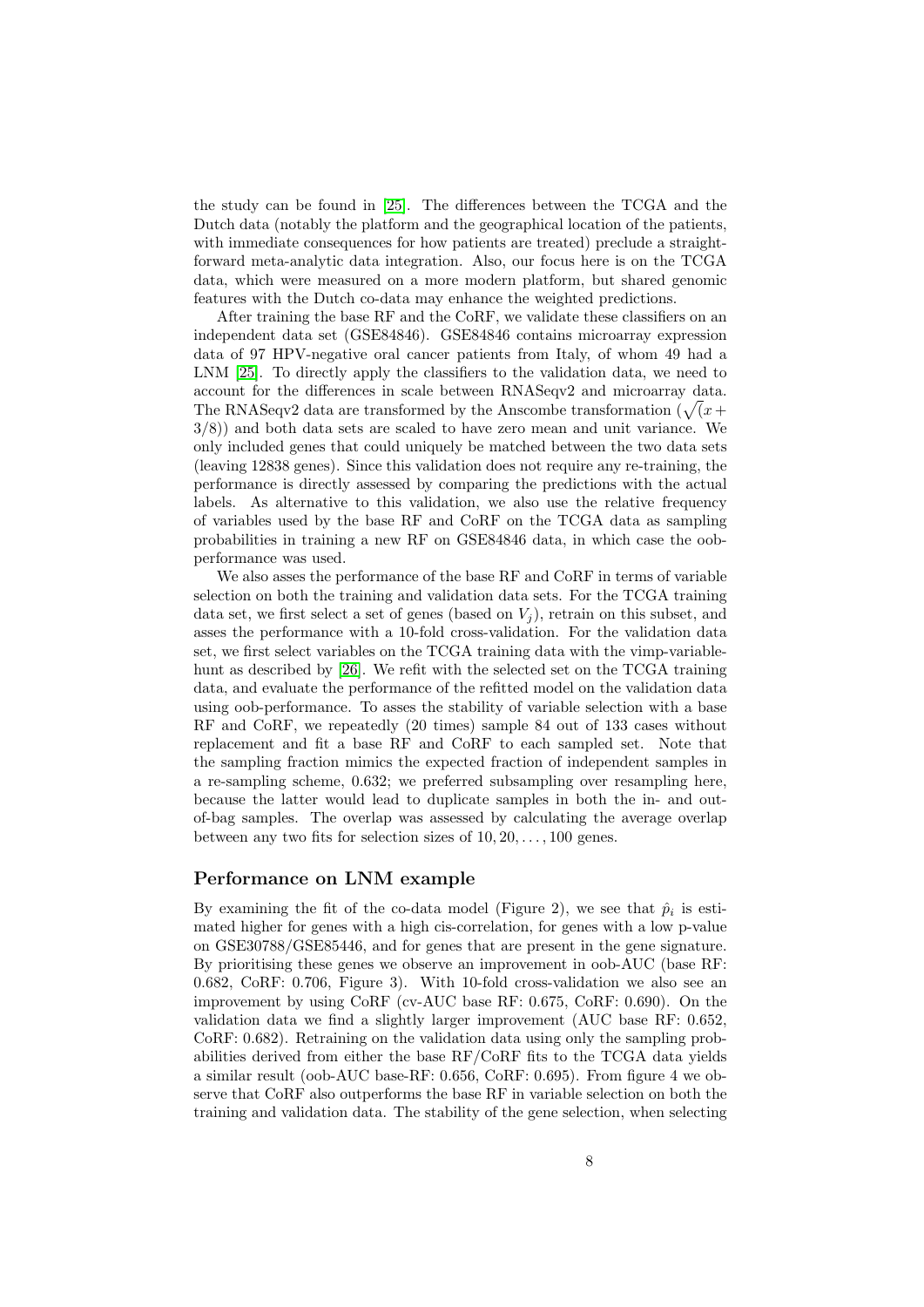the study can be found in [25]. The differences between the TCGA and the Dutch data (notably the platform and the geographical location of the patients, with immediate consequences for how patients are treated) preclude a straightforward meta-analytic data integration. Also, our focus here is on the TCGA data, which were measured on a more modern platform, but shared genomic features with the Dutch co-data may enhance the weighted predictions.

After training the base RF and the CoRF, we validate these classifiers on an independent data set (GSE84846). GSE84846 contains microarray expression data of 97 HPV-negative oral cancer patients from Italy, of whom 49 had a LNM [25]. To directly apply the classifiers to the validation data, we need to account for the differences in scale between RNASeqv2 and microarray data. The RNASeqv2 data are transformed by the Anscombe transformation ($\sqrt{(}x + 3/8)$) and both data sets are scaled to have zero mean and unit variance. We only included genes that could uniquely be matched between the two data sets (leaving 12838 genes). Since this validation does not require any re-training, the performance is directly assessed by comparing the predictions with the actual labels. As alternative to this validation, we also use the relative frequency of variables used by the base RF and CoRF on the TCGA data as sampling probabilities in training a new RF on GSE84846 data, in which case the oob-performance was used.

We also asses the performance of the base RF and CoRF in terms of variable selection on both the training and validation data sets. For the TCGA training data set, we first select a set of genes (based on $V_j$), retrain on this subset, and asses the performance with a 10-fold cross-validation. For the validation data set, we first select variables on the TCGA training data with the vimp-variable-hunt as described by [26]. We refit with the selected set on the TCGA training data, and evaluate the performance of the refitted model on the validation data using oob-performance. To asses the stability of variable selection with a base RF and CoRF, we repeatedly (20 times) sample 84 out of 133 cases without replacement and fit a base RF and CoRF to each sampled set. Note that the sampling fraction mimics the expected fraction of independent samples in a re-sampling scheme, 0.632; we preferred subsampling over resampling here, because the latter would lead to duplicate samples in both the in- and out-of-bag samples. The overlap was assessed by calculating the average overlap between any two fits for selection sizes of $10, 20, \ldots, 100$ genes.

## Performance on LNM example

By examining the fit of the co-data model (Figure 2), we see that $\hat{p}_i$ is estimated higher for genes with a high cis-correlation, for genes with a low p-value on GSE30788/GSE85446, and for genes that are present in the gene signature. By prioritising these genes we observe an improvement in oob-AUC (base RF: 0.682, CoRF: 0.706, Figure 3). With 10-fold cross-validation we also see an improvement by using CoRF (cv-AUC base RF: 0.675, CoRF: 0.690). On the validation data we find a slightly larger improvement (AUC base RF: 0.652, CoRF: 0.682). Retraining on the validation data using only the sampling probabilities derived from either the base RF/CoRF fits to the TCGA data yields a similar result (oob-AUC base-RF: 0.656, CoRF: 0.695). From figure 4 we observe that CoRF also outperforms the base RF in variable selection on both the training and validation data. The stability of the gene selection, when selecting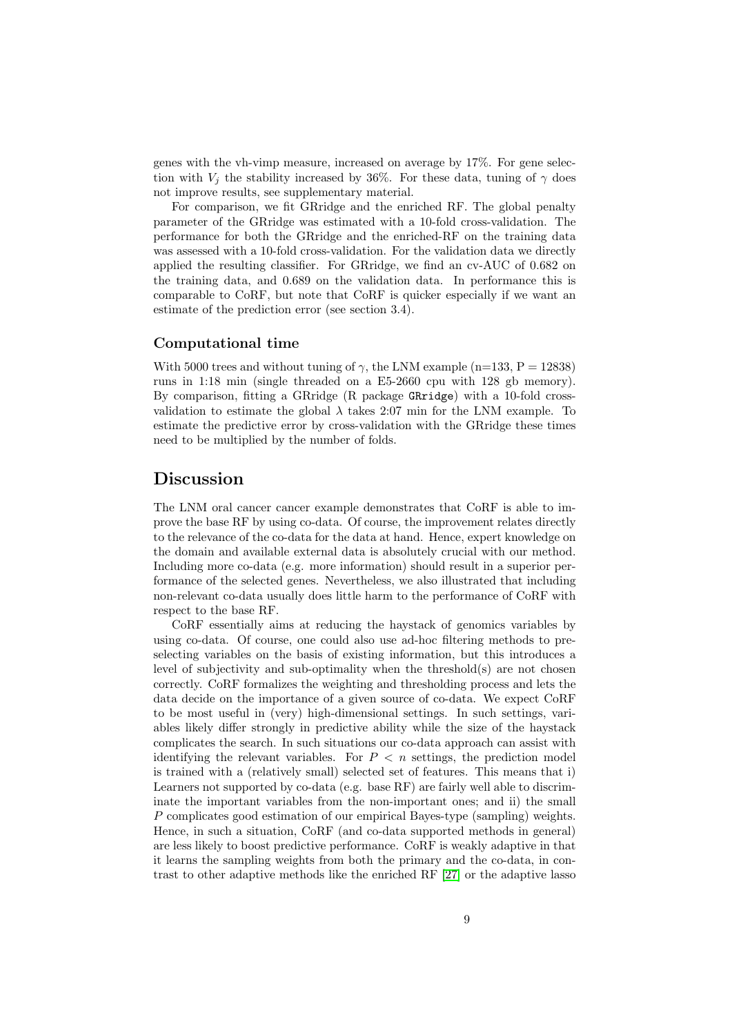genes with the vh-vimp measure, increased on average by 17%. For gene selection with $V_j$ the stability increased by 36%. For these data, tuning of $\gamma$ does not improve results, see supplementary material.

For comparison, we fit GRridge and the enriched RF. The global penalty parameter of the GRridge was estimated with a 10-fold cross-validation. The performance for both the GRridge and the enriched-RF on the training data was assessed with a 10-fold cross-validation. For the validation data we directly applied the resulting classifier. For GRridge, we find an cv-AUC of 0.682 on the training data, and 0.689 on the validation data. In performance this is comparable to CoRF, but note that CoRF is quicker especially if we want an estimate of the prediction error (see section 3.4).

### Computational time

With 5000 trees and without tuning of $\gamma$, the LNM example (n=133, P = 12838) runs in 1:18 min (single threaded on a E5-2660 cpu with 128 gb memory). By comparison, fitting a GRridge (R package `GRridge`) with a 10-fold cross-validation to estimate the global $\lambda$ takes 2:07 min for the LNM example. To estimate the predictive error by cross-validation with the GRridge these times need to be multiplied by the number of folds.

## Discussion

The LNM oral cancer cancer example demonstrates that CoRF is able to improve the base RF by using co-data. Of course, the improvement relates directly to the relevance of the co-data for the data at hand. Hence, expert knowledge on the domain and available external data is absolutely crucial with our method. Including more co-data (e.g. more information) should result in a superior performance of the selected genes. Nevertheless, we also illustrated that including non-relevant co-data usually does little harm to the performance of CoRF with respect to the base RF.

CoRF essentially aims at reducing the haystack of genomics variables by using co-data. Of course, one could also use ad-hoc filtering methods to preselecting variables on the basis of existing information, but this introduces a level of subjectivity and sub-optimality when the threshold(s) are not chosen correctly. CoRF formalizes the weighting and thresholding process and lets the data decide on the importance of a given source of co-data. We expect CoRF to be most useful in (very) high-dimensional settings. In such settings, variables likely differ strongly in predictive ability while the size of the haystack complicates the search. In such situations our co-data approach can assist with identifying the relevant variables. For $P < n$ settings, the prediction model is trained with a (relatively small) selected set of features. This means that i) Learners not supported by co-data (e.g. base RF) are fairly well able to discriminate the important variables from the non-important ones; and ii) the small $P$ complicates good estimation of our empirical Bayes-type (sampling) weights. Hence, in such a situation, CoRF (and co-data supported methods in general) are less likely to boost predictive performance. CoRF is weakly adaptive in that it learns the sampling weights from both the primary and the co-data, in contrast to other adaptive methods like the enriched RF [27] or the adaptive lasso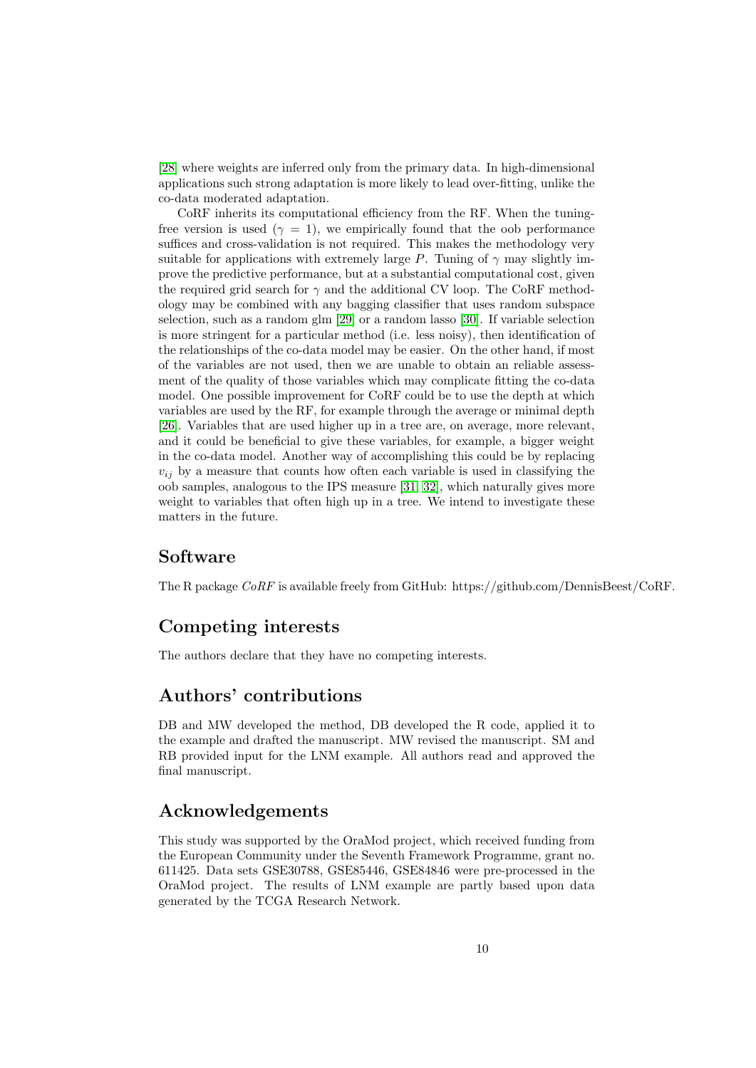[28] where weights are inferred only from the primary data. In high-dimensional applications such strong adaptation is more likely to lead over-fitting, unlike the co-data moderated adaptation.

CoRF inherits its computational efficiency from the RF. When the tuning-free version is used ($\gamma = 1$), we empirically found that the oob performance suffices and cross-validation is not required. This makes the methodology very suitable for applications with extremely large $P$. Tuning of $\gamma$ may slightly improve the predictive performance, but at a substantial computational cost, given the required grid search for $\gamma$ and the additional CV loop. The CoRF methodology may be combined with any bagging classifier that uses random subspace selection, such as a random glm [29] or a random lasso [30]. If variable selection is more stringent for a particular method (i.e. less noisy), then identification of the relationships of the co-data model may be easier. On the other hand, if most of the variables are not used, then we are unable to obtain an reliable assessment of the quality of those variables which may complicate fitting the co-data model. One possible improvement for CoRF could be to use the depth at which variables are used by the RF, for example through the average or minimal depth [26]. Variables that are used higher up in a tree are, on average, more relevant, and it could be beneficial to give these variables, for example, a bigger weight in the co-data model. Another way of accomplishing this could be by replacing $v_{ij}$ by a measure that counts how often each variable is used in classifying the oob samples, analogous to the IPS measure [31, 32], which naturally gives more weight to variables that often high up in a tree. We intend to investigate these matters in the future.

## Software

The R package *CoRF* is available freely from GitHub: https://github.com/DennisBeest/CoRF.

## Competing interests

The authors declare that they have no competing interests.

## Authors' contributions

DB and MW developed the method, DB developed the R code, applied it to the example and drafted the manuscript. MW revised the manuscript. SM and RB provided input for the LNM example. All authors read and approved the final manuscript.

## Acknowledgements

This study was supported by the OraMod project, which received funding from the European Community under the Seventh Framework Programme, grant no. 611425. Data sets GSE30788, GSE85446, GSE84846 were pre-processed in the OraMod project. The results of LNM example are partly based upon data generated by the TCGA Research Network.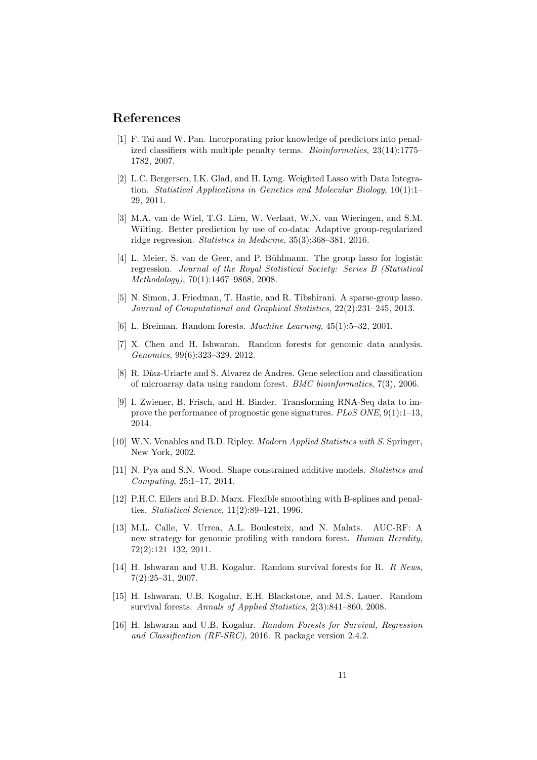## References

[1] F. Tai and W. Pan. Incorporating prior knowledge of predictors into penalized classifiers with multiple penalty terms. *Bioinformatics*, 23(14):1775–1782, 2007.

[2] L.C. Bergersen, I.K. Glad, and H. Lyng. Weighted Lasso with Data Integration. *Statistical Applications in Genetics and Molecular Biology*, 10(1):1–29, 2011.

[3] M.A. van de Wiel, T.G. Lien, W. Verlaat, W.N. van Wieringen, and S.M. Wilting. Better prediction by use of co-data: Adaptive group-regularized ridge regression. *Statistics in Medicine*, 35(3):368–381, 2016.

[4] L. Meier, S. van de Geer, and P. Bühlmann. The group lasso for logistic regression. *Journal of the Royal Statistical Society: Series B (Statistical Methodology)*, 70(1):1467–9868, 2008.

[5] N. Simon, J. Friedman, T. Hastie, and R. Tibshirani. A sparse-group lasso. *Journal of Computational and Graphical Statistics*, 22(2):231–245, 2013.

[6] L. Breiman. Random forests. *Machine Learning*, 45(1):5–32, 2001.

[7] X. Chen and H. Ishwaran. Random forests for genomic data analysis. *Genomics*, 99(6):323–329, 2012.

[8] R. Díaz-Uriarte and S. Alvarez de Andres. Gene selection and classification of microarray data using random forest. *BMC bioinformatics*, 7(3), 2006.

[9] I. Zwiener, B. Frisch, and H. Binder. Transforming RNA-Seq data to improve the performance of prognostic gene signatures. *PLoS ONE*, 9(1):1–13, 2014.

[10] W.N. Venables and B.D. Ripley. *Modern Applied Statistics with S.* Springer, New York, 2002.

[11] N. Pya and S.N. Wood. Shape constrained additive models. *Statistics and Computing*, 25:1–17, 2014.

[12] P.H.C. Eilers and B.D. Marx. Flexible smoothing with B-splines and penalties. *Statistical Science*, 11(2):89–121, 1996.

[13] M.L. Calle, V. Urrea, A.L. Boulesteix, and N. Malats. AUC-RF: A new strategy for genomic profiling with random forest. *Human Heredity*, 72(2):121–132, 2011.

[14] H. Ishwaran and U.B. Kogalur. Random survival forests for R. *R News*, 7(2):25–31, 2007.

[15] H. Ishwaran, U.B. Kogalur, E.H. Blackstone, and M.S. Lauer. Random survival forests. *Annals of Applied Statistics*, 2(3):841–860, 2008.

[16] H. Ishwaran and U.B. Kogalur. *Random Forests for Survival, Regression and Classification (RF-SRC)*, 2016. R package version 2.4.2.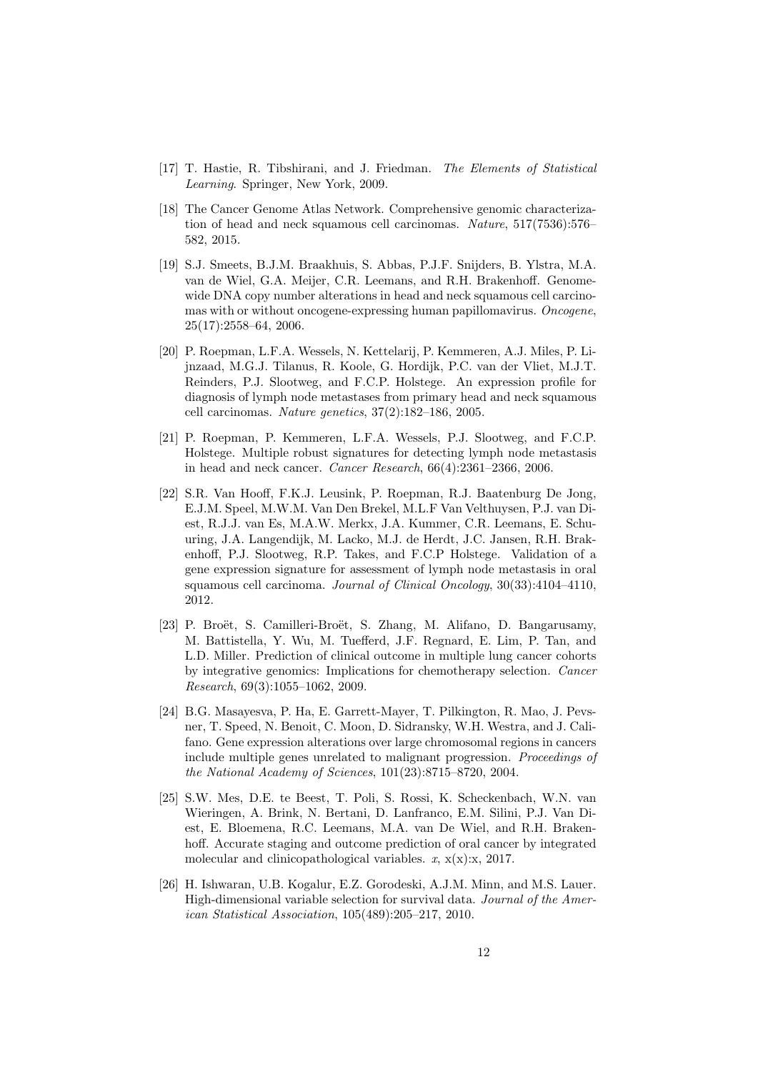[17] T. Hastie, R. Tibshirani, and J. Friedman. *The Elements of Statistical Learning*. Springer, New York, 2009.

[18] The Cancer Genome Atlas Network. Comprehensive genomic characterization of head and neck squamous cell carcinomas. *Nature*, 517(7536):576–582, 2015.

[19] S.J. Smeets, B.J.M. Braakhuis, S. Abbas, P.J.F. Snijders, B. Ylstra, M.A. van de Wiel, G.A. Meijer, C.R. Leemans, and R.H. Brakenhoff. Genome-wide DNA copy number alterations in head and neck squamous cell carcinomas with or without oncogene-expressing human papillomavirus. *Oncogene*, 25(17):2558–64, 2006.

[20] P. Roepman, L.F.A. Wessels, N. Kettelarij, P. Kemmeren, A.J. Miles, P. Lijnzaad, M.G.J. Tilanus, R. Koole, G. Hordijk, P.C. van der Vliet, M.J.T. Reinders, P.J. Slootweg, and F.C.P. Holstege. An expression profile for diagnosis of lymph node metastases from primary head and neck squamous cell carcinomas. *Nature genetics*, 37(2):182–186, 2005.

[21] P. Roepman, P. Kemmeren, L.F.A. Wessels, P.J. Slootweg, and F.C.P. Holstege. Multiple robust signatures for detecting lymph node metastasis in head and neck cancer. *Cancer Research*, 66(4):2361–2366, 2006.

[22] S.R. Van Hooff, F.K.J. Leusink, P. Roepman, R.J. Baatenburg De Jong, E.J.M. Speel, M.W.M. Van Den Brekel, M.L.F Van Velthuysen, P.J. van Diest, R.J.J. van Es, M.A.W. Merkx, J.A. Kummer, C.R. Leemans, E. Schuuring, J.A. Langendijk, M. Lacko, M.J. de Herdt, J.C. Jansen, R.H. Brakenhoff, P.J. Slootweg, R.P. Takes, and F.C.P Holstege. Validation of a gene expression signature for assessment of lymph node metastasis in oral squamous cell carcinoma. *Journal of Clinical Oncology*, 30(33):4104–4110, 2012.

[23] P. Broët, S. Camilleri-Broët, S. Zhang, M. Alifano, D. Bangarusamy, M. Battistella, Y. Wu, M. Tuefferd, J.F. Regnard, E. Lim, P. Tan, and L.D. Miller. Prediction of clinical outcome in multiple lung cancer cohorts by integrative genomics: Implications for chemotherapy selection. *Cancer Research*, 69(3):1055–1062, 2009.

[24] B.G. Masayesva, P. Ha, E. Garrett-Mayer, T. Pilkington, R. Mao, J. Pevsner, T. Speed, N. Benoit, C. Moon, D. Sidransky, W.H. Westra, and J. Califano. Gene expression alterations over large chromosomal regions in cancers include multiple genes unrelated to malignant progression. *Proceedings of the National Academy of Sciences*, 101(23):8715–8720, 2004.

[25] S.W. Mes, D.E. te Beest, T. Poli, S. Rossi, K. Scheckenbach, W.N. van Wieringen, A. Brink, N. Bertani, D. Lanfranco, E.M. Silini, P.J. Van Diest, E. Bloemena, R.C. Leemans, M.A. van De Wiel, and R.H. Brakenhoff. Accurate staging and outcome prediction of oral cancer by integrated molecular and clinicopathological variables. *x*, x(x):x, 2017.

[26] H. Ishwaran, U.B. Kogalur, E.Z. Gorodeski, A.J.M. Minn, and M.S. Lauer. High-dimensional variable selection for survival data. *Journal of the American Statistical Association*, 105(489):205–217, 2010.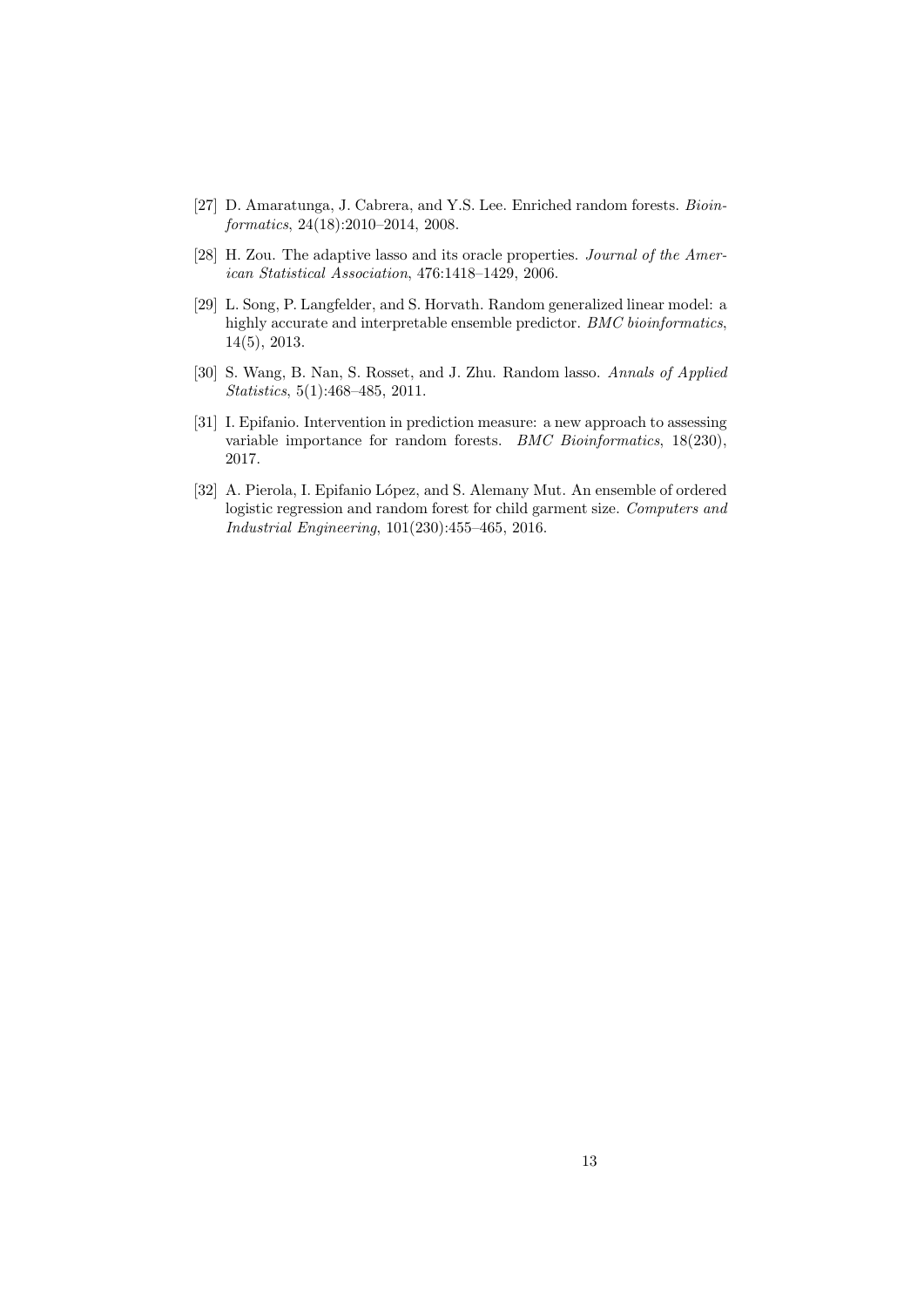[27] D. Amaratunga, J. Cabrera, and Y.S. Lee. Enriched random forests. *Bioinformatics*, 24(18):2010–2014, 2008.

[28] H. Zou. The adaptive lasso and its oracle properties. *Journal of the American Statistical Association*, 476:1418–1429, 2006.

[29] L. Song, P. Langfelder, and S. Horvath. Random generalized linear model: a highly accurate and interpretable ensemble predictor. *BMC bioinformatics*, 14(5), 2013.

[30] S. Wang, B. Nan, S. Rosset, and J. Zhu. Random lasso. *Annals of Applied Statistics*, 5(1):468–485, 2011.

[31] I. Epifanio. Intervention in prediction measure: a new approach to assessing variable importance for random forests. *BMC Bioinformatics*, 18(230), 2017.

[32] A. Pierola, I. Epifanio López, and S. Alemany Mut. An ensemble of ordered logistic regression and random forest for child garment size. *Computers and Industrial Engineering*, 101(230):455–465, 2016.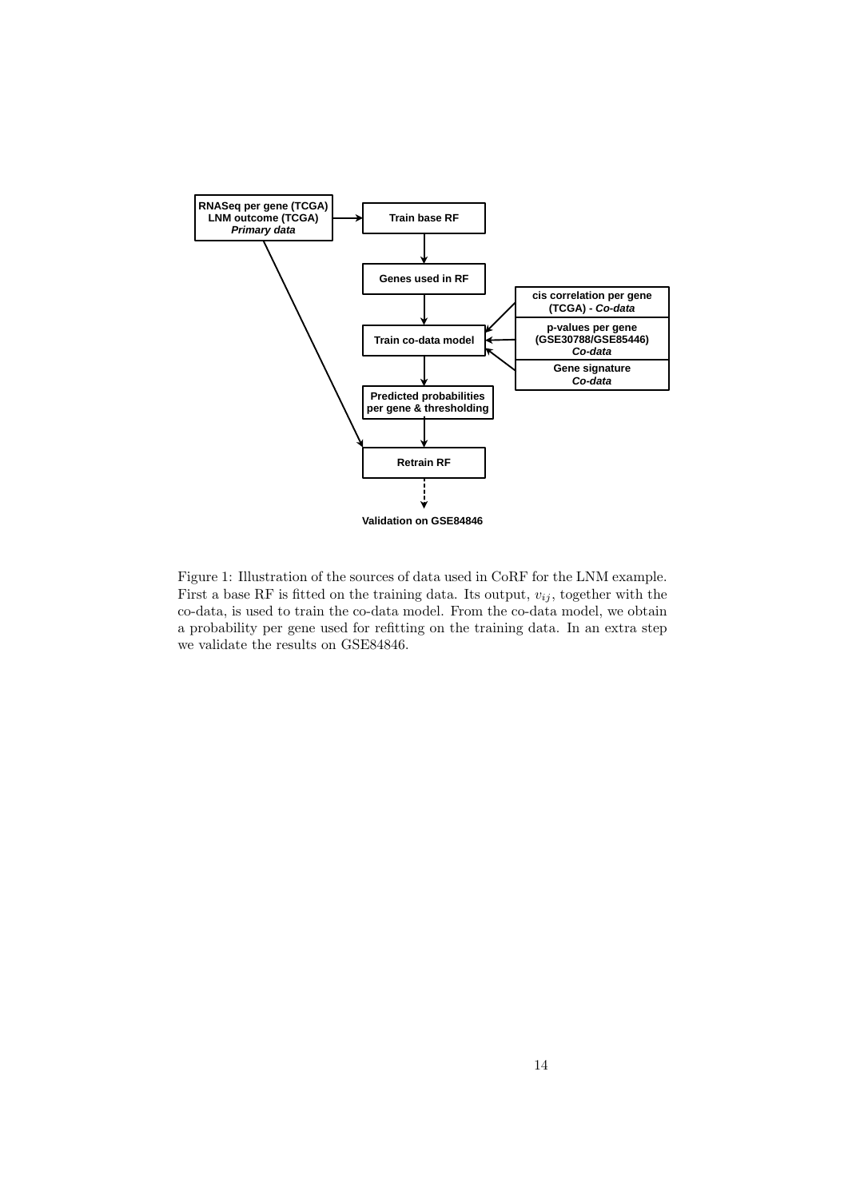RNASeq per gene (TCGA)
LNM outcome (TCGA)
*Primary data*

Train base RF

Genes used in RF

cis correlation per gene (TCGA) - *Co-data*

p-values per gene (GSE30788/GSE85446) *Co-data*

Gene signature *Co-data*

Train co-data model

Predicted probabilities per gene & thresholding

Retrain RF

Validation on GSE84846

Figure 1: Illustration of the sources of data used in CoRF for the LNM example. First a base RF is fitted on the training data. Its output, $v_{ij}$, together with the co-data, is used to train the co-data model. From the co-data model, we obtain a probability per gene used for refitting on the training data. In an extra step we validate the results on GSE84846.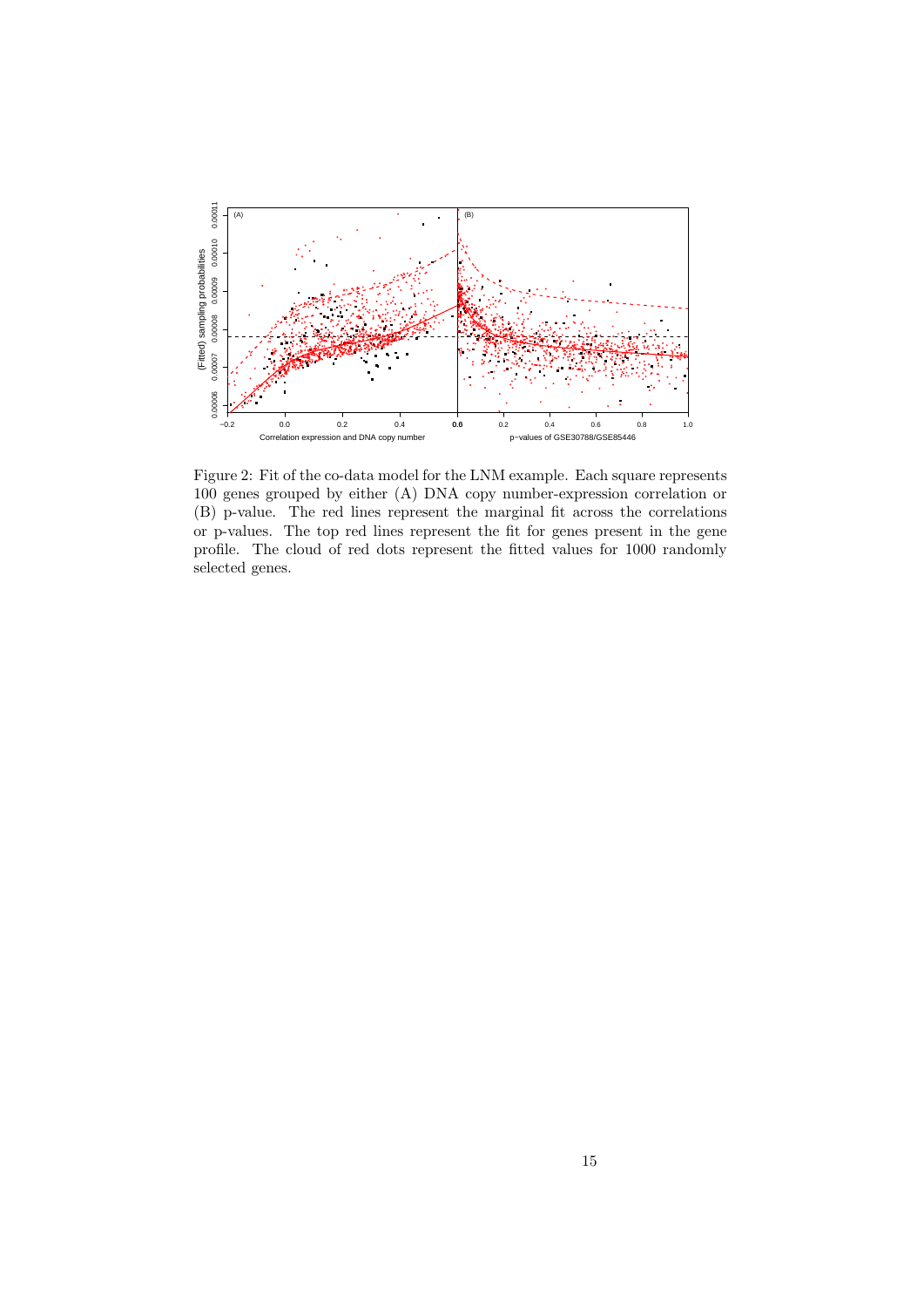Figure 2: Fit of the co-data model for the LNM example. Each square represents 100 genes grouped by either (A) DNA copy number-expression correlation or (B) p-value. The red lines represent the marginal fit across the correlations or p-values. The top red lines represent the fit for genes present in the gene profile. The cloud of red dots represent the fitted values for 1000 randomly selected genes.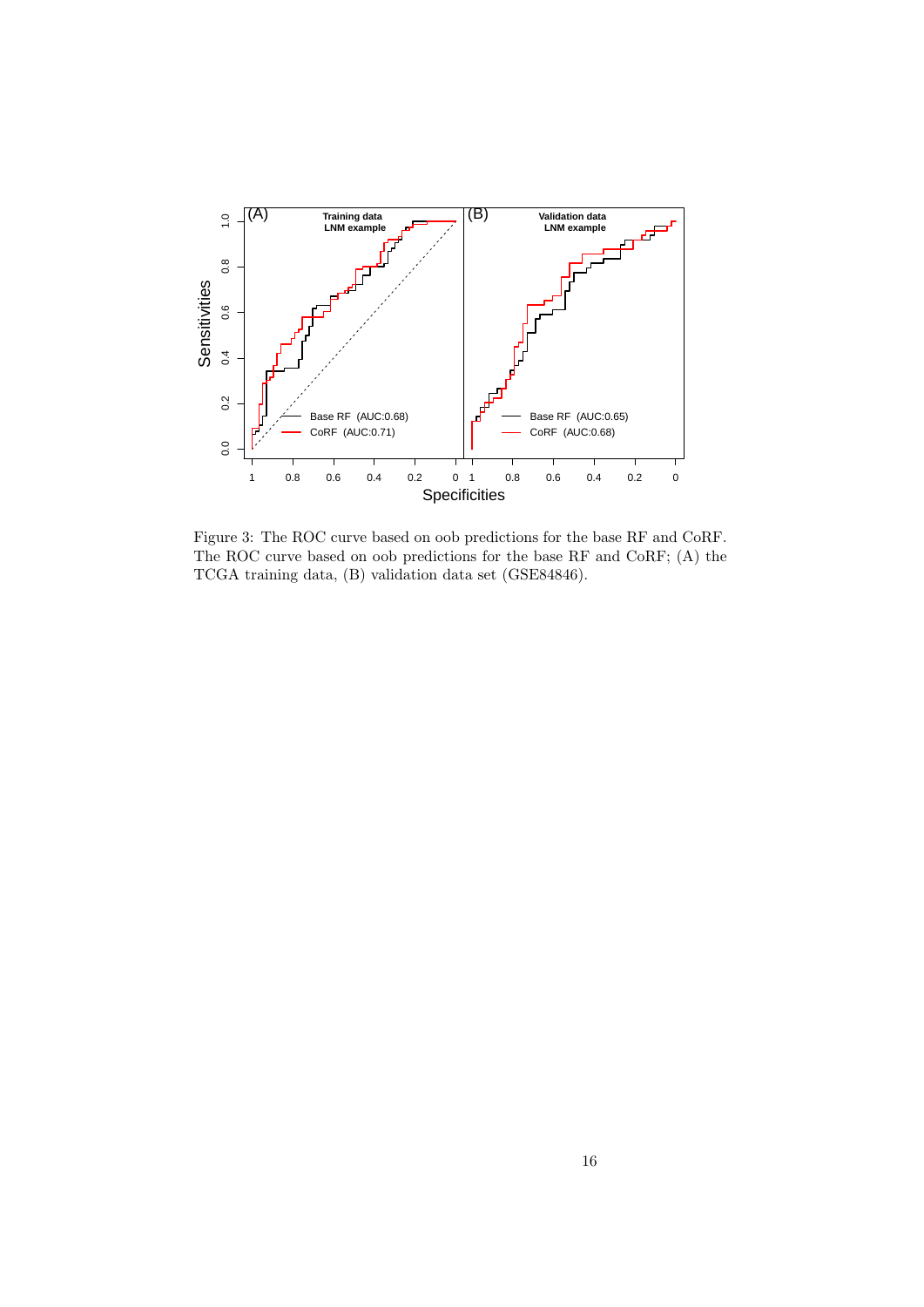Figure 3: The ROC curve based on oob predictions for the base RF and CoRF. The ROC curve based on oob predictions for the base RF and CoRF; (A) the TCGA training data, (B) validation data set (GSE84846).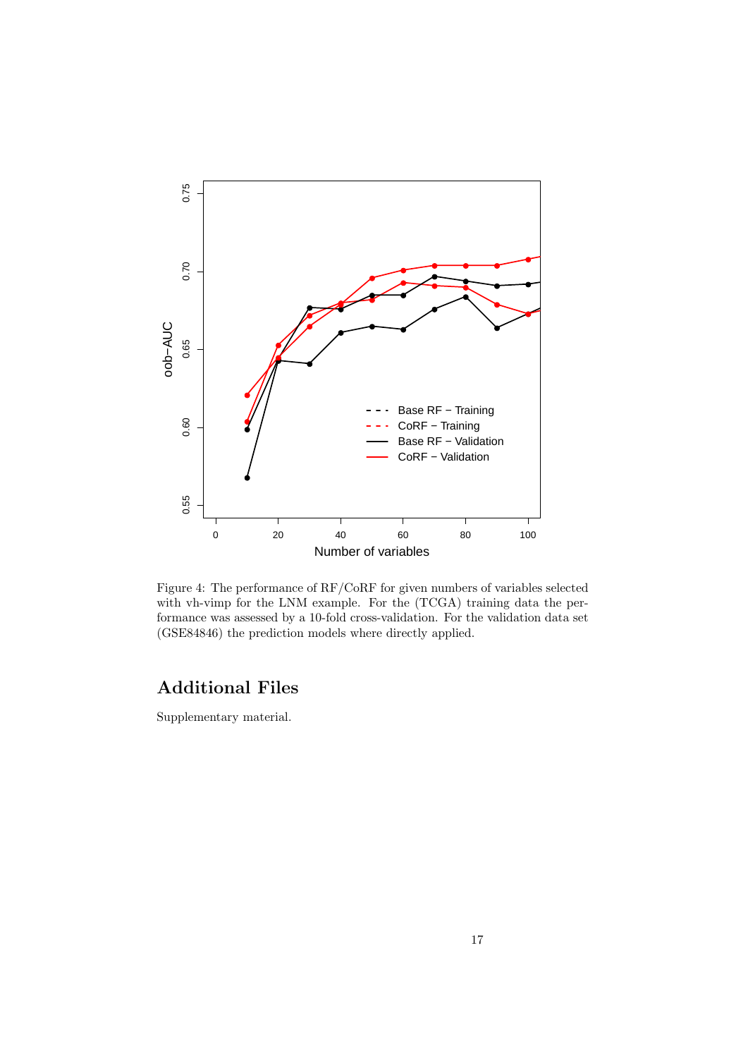oob−AUC

0.75
0.70
0.65
0.60
0.55

0
20
40
60
80
100

Number of variables

Base RF − Training
CoRF − Training
Base RF − Validation
CoRF − Validation

Figure 4: The performance of RF/CoRF for given numbers of variables selected with vh-vimp for the LNM example. For the (TCGA) training data the performance was assessed by a 10-fold cross-validation. For the validation data set (GSE84846) the prediction models where directly applied.

## Additional Files

Supplementary material.